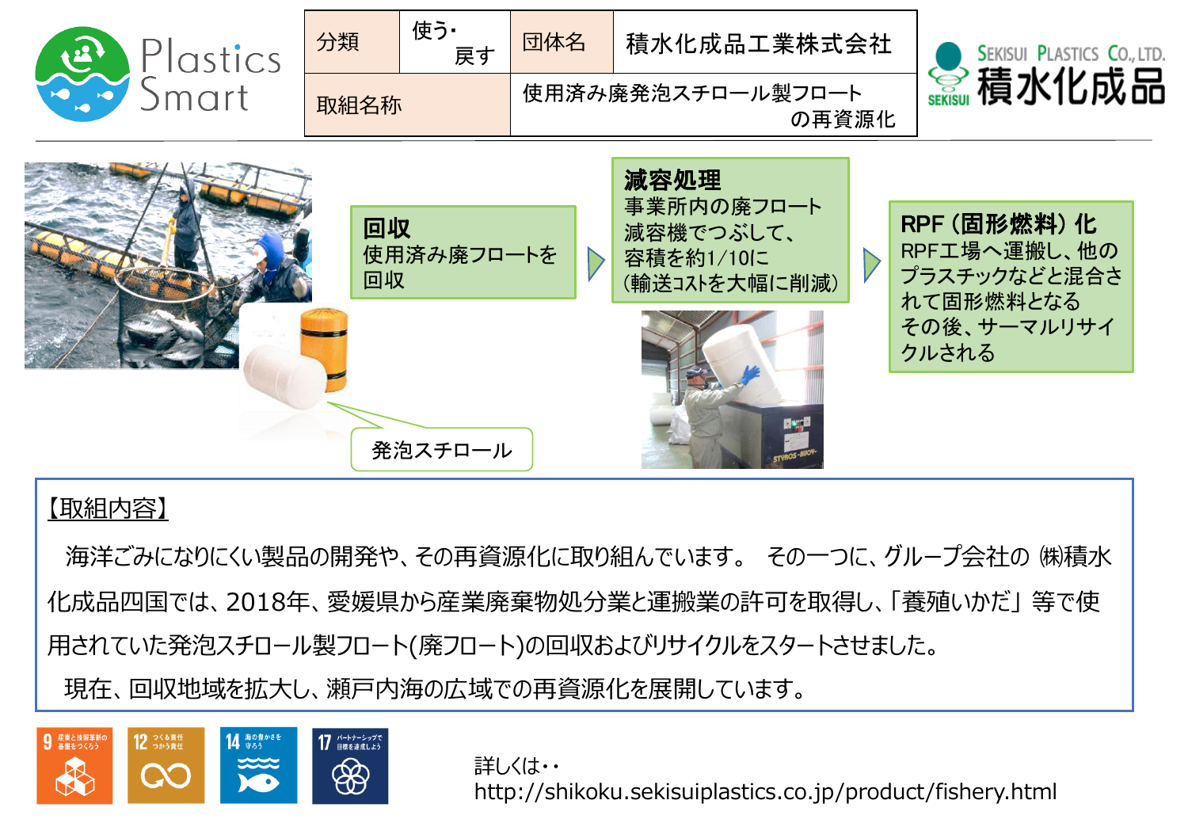Plastics Smart

| 分類 | 使う・戻す | 団体名 | 積水化成品工業株式会社 |
| --- | --- | --- | --- |
| 取組名称 | | 使用済み廃発泡スチロール製フロートの再資源化 | |

SEKISUI PLASTICS CO., LTD. 積水化成品

**回収**
使用済み廃フロートを回収

発泡スチロール

**減容処理**
事業所内の廃フロート減容機でつぶして、容積を約1/10に（輸送コストを大幅に削減）

**RPF（固形燃料）化**
RPF工場へ運搬し、他のプラスチックなどと混合されて固形燃料となる
その後、サーマルリサイクルされる

【取組内容】

海洋ごみになりにくい製品の開発や、その再資源化に取り組んでいます。 その一つに、グループ会社の ㈱積水化成品四国では、2018年、愛媛県から産業廃棄物処分業と運搬業の許可を取得し、「養殖いかだ」等で使用されていた発泡スチロール製フロート(廃フロート)の回収およびリサイクルをスタートさせました。

現在、回収地域を拡大し、瀬戸内海の広域での再資源化を展開しています。

9 産業と技術革新の基盤をつくろう　12 つくる責任 つかう責任　14 海の豊かさを守ろう　17 パートナーシップで目標を達成しよう

詳しくは・・
http://shikoku.sekisuiplastics.co.jp/product/fishery.html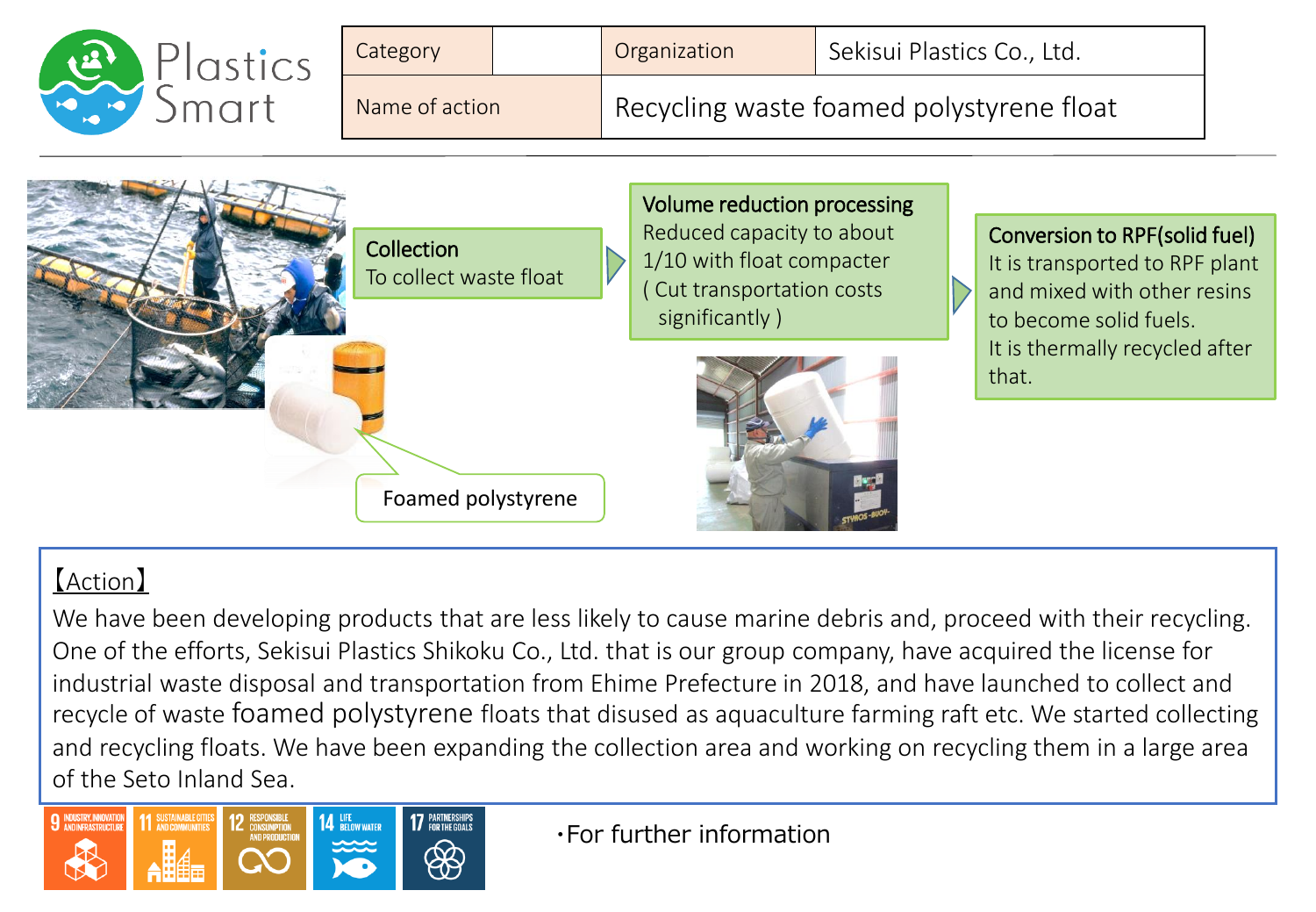Plastics Smart

| Category | | Organization | Sekisui Plastics Co., Ltd. |
| --- | --- | --- | --- |
| Name of action | Recycling waste foamed polystyrene float | | |

**Collection**
To collect waste float

**Volume reduction processing**
Reduced capacity to about 1/10 with float compacter
( Cut transportation costs significantly )

**Conversion to RPF(solid fuel)**
It is transported to RPF plant and mixed with other resins to become solid fuels.
It is thermally recycled after that.

Foamed polystyrene

【Action】

We have been developing products that are less likely to cause marine debris and, proceed with their recycling. One of the efforts, Sekisui Plastics Shikoku Co., Ltd. that is our group company, have acquired the license for industrial waste disposal and transportation from Ehime Prefecture in 2018, and have launched to collect and recycle of waste foamed polystyrene floats that disused as aquaculture farming raft etc. We started collecting and recycling floats. We have been expanding the collection area and working on recycling them in a large area of the Seto Inland Sea.

9 INDUSTRY, INNOVATION AND INFRASTRUCTURE
11 SUSTAINABLE CITIES AND COMMUNITIES
12 RESPONSIBLE CONSUMPTION AND PRODUCTION
14 LIFE BELOW WATER
17 PARTNERSHIPS FOR THE GOALS

・For further information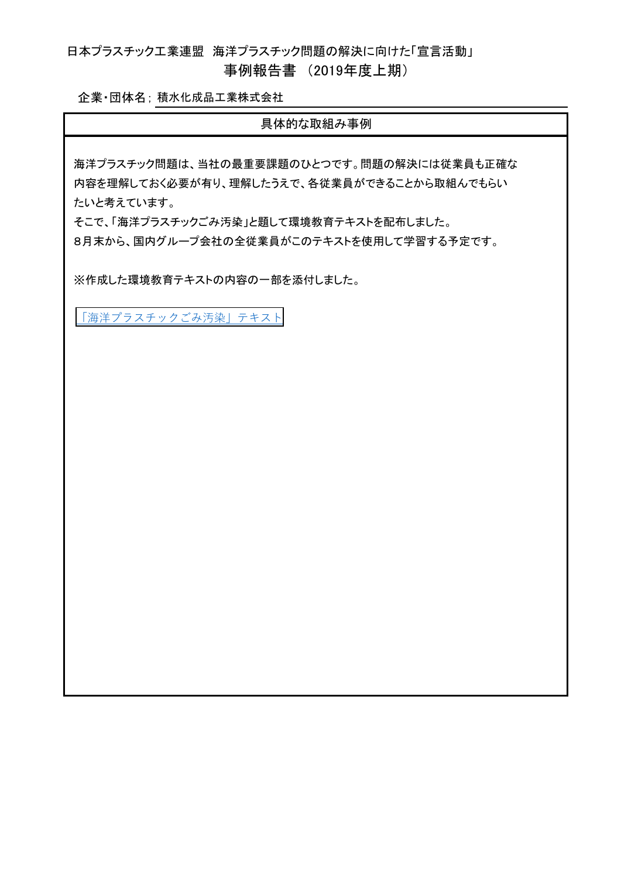日本プラスチック工業連盟　海洋プラスチック問題の解決に向けた「宣言活動」

# 事例報告書　（2019年度上期）

企業・団体名；積水化成品工業株式会社

## 具体的な取組み事例

海洋プラスチック問題は、当社の最重要課題のひとつです。問題の解決には従業員も正確な内容を理解しておく必要が有り、理解したうえで、各従業員ができることから取組んでもらいたいと考えています。

そこで、「海洋プラスチックごみ汚染」と題して環境教育テキストを配布しました。

8月末から、国内グループ会社の全従業員がこのテキストを使用して学習する予定です。

※作成した環境教育テキストの内容の一部を添付しました。

「海洋プラスチックごみ汚染」テキスト